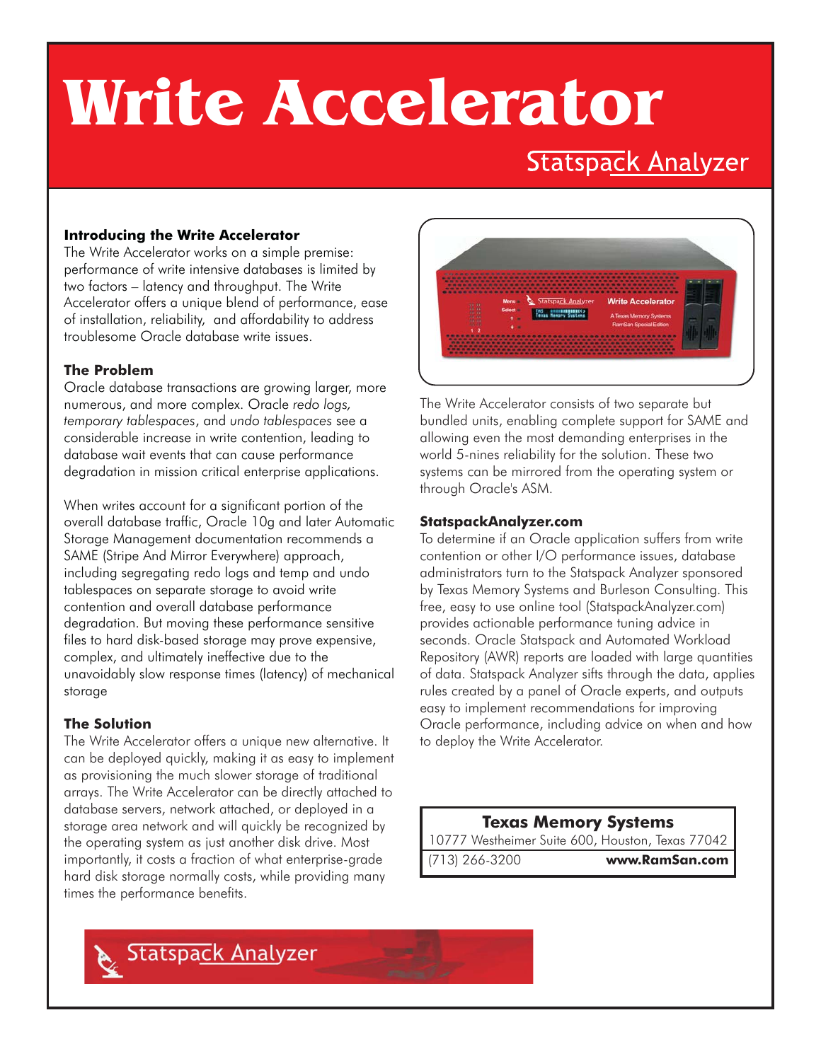# Write Accelerator

## Statspack Analyzer

### Introducing the Write Accelerator

The Write Accelerator works on a simple premise: performance of write intensive databases is limited by two factors – latency and throughput. The Write Accelerator offers a unique blend of performance, ease of installation, reliability, and affordability to address troublesome Oracle database write issues.

### The Problem

Oracle database transactions are growing larger, more numerous, and more complex. Oracle *redo logs, temporary tablespaces*, and *undo tablespaces* see a considerable increase in write contention, leading to database wait events that can cause performance degradation in mission critical enterprise applications.

When writes account for a significant portion of the overall database traffic, Oracle 10g and later Automatic Storage Management documentation recommends a SAME (Stripe And Mirror Everywhere) approach, including segregating redo logs and temp and undo tablespaces on separate storage to avoid write contention and overall database performance degradation. But moving these performance sensitive files to hard disk-based storage may prove expensive, complex, and ultimately ineffective due to the unavoidably slow response times (latency) of mechanical storage

### The Solution

The Write Accelerator offers a unique new alternative. It can be deployed quickly, making it as easy to implement as provisioning the much slower storage of traditional arrays. The Write Accelerator can be directly attached to database servers, network attached, or deployed in a storage area network and will quickly be recognized by the operating system as just another disk drive. Most importantly, it costs a fraction of what enterprise-grade hard disk storage normally costs, while providing many times the performance benefits.

The Write Accelerator consists of two separate but bundled units, enabling complete support for SAME and allowing even the most demanding enterprises in the world 5-nines reliability for the solution. These two systems can be mirrored from the operating system or through Oracle's ASM.

### StatspackAnalyzer.com

To determine if an Oracle application suffers from write contention or other I/O performance issues, database administrators turn to the Statspack Analyzer sponsored by Texas Memory Systems and Burleson Consulting. This free, easy to use online tool (StatspackAnalyzer.com) provides actionable performance tuning advice in seconds. Oracle Statspack and Automated Workload Repository (AWR) reports are loaded with large quantities of data. Statspack Analyzer sifts through the data, applies rules created by a panel of Oracle experts, and outputs easy to implement recommendations for improving Oracle performance, including advice on when and how to deploy the Write Accelerator.

**Texas Memory Systems**
10777 Westheimer Suite 600, Houston, Texas 77042
(713) 266-3200 **www.RamSan.com**

Statspack Analyzer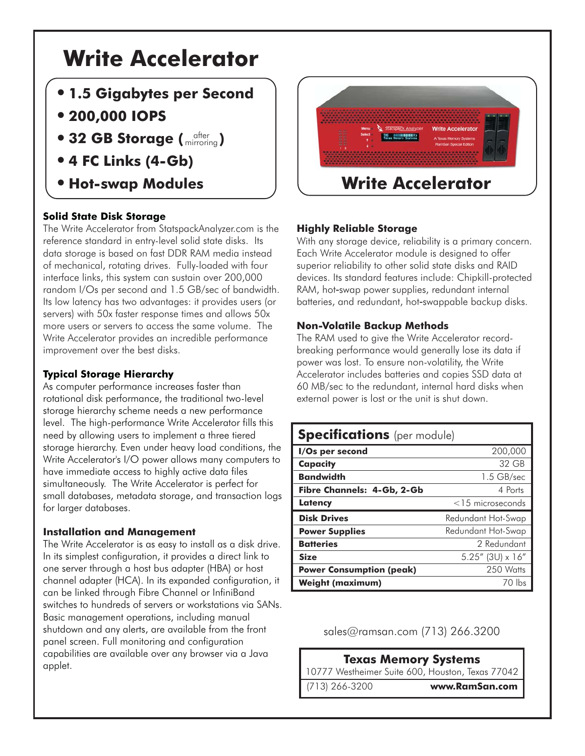# Write Accelerator

- **1.5 Gigabytes per Second**
- **200,000 IOPS**
- **32 GB Storage (after mirroring)**
- **4 FC Links (4-Gb)**
- **Hot-swap Modules**

**Write Accelerator**

### Solid State Disk Storage

The Write Accelerator from StatspackAnalyzer.com is the reference standard in entry-level solid state disks. Its data storage is based on fast DDR RAM media instead of mechanical, rotating drives. Fully-loaded with four interface links, this system can sustain over 200,000 random I/Os per second and 1.5 GB/sec of bandwidth. Its low latency has two advantages: it provides users (or servers) with 50x faster response times and allows 50x more users or servers to access the same volume. The Write Accelerator provides an incredible performance improvement over the best disks.

### Typical Storage Hierarchy

As computer performance increases faster than rotational disk performance, the traditional two-level storage hierarchy scheme needs a new performance level. The high-performance Write Accelerator fills this need by allowing users to implement a three tiered storage hierarchy. Even under heavy load conditions, the Write Accelerator's I/O power allows many computers to have immediate access to highly active data files simultaneously. The Write Accelerator is perfect for small databases, metadata storage, and transaction logs for larger databases.

### Installation and Management

The Write Accelerator is as easy to install as a disk drive. In its simplest configuration, it provides a direct link to one server through a host bus adapter (HBA) or host channel adapter (HCA). In its expanded configuration, it can be linked through Fibre Channel or InfiniBand switches to hundreds of servers or workstations via SANs. Basic management operations, including manual shutdown and any alerts, are available from the front panel screen. Full monitoring and configuration capabilities are available over any browser via a Java applet.

### Highly Reliable Storage

With any storage device, reliability is a primary concern. Each Write Accelerator module is designed to offer superior reliability to other solid state disks and RAID devices. Its standard features include: Chipkill-protected RAM, hot-swap power supplies, redundant internal batteries, and redundant, hot-swappable backup disks.

### Non-Volatile Backup Methods

The RAM used to give the Write Accelerator record-breaking performance would generally lose its data if power was lost. To ensure non-volatility, the Write Accelerator includes batteries and copies SSD data at 60 MB/sec to the redundant, internal hard disks when external power is lost or the unit is shut down.

**Specifications** (per module)

| | |
|---|---|
| **I/Os per second** | 200,000 |
| **Capacity** | 32 GB |
| **Bandwidth** | 1.5 GB/sec |
| **Fibre Channels: 4-Gb, 2-Gb** | 4 Ports |
| **Latency** | <15 microseconds |
| **Disk Drives** | Redundant Hot-Swap |
| **Power Supplies** | Redundant Hot-Swap |
| **Batteries** | 2 Redundant |
| **Size** | 5.25" (3U) x 16" |
| **Power Consumption (peak)** | 250 Watts |
| **Weight (maximum)** | 70 lbs |

sales@ramsan.com (713) 266.3200

**Texas Memory Systems**
10777 Westheimer Suite 600, Houston, Texas 77042
(713) 266-3200 **www.RamSan.com**